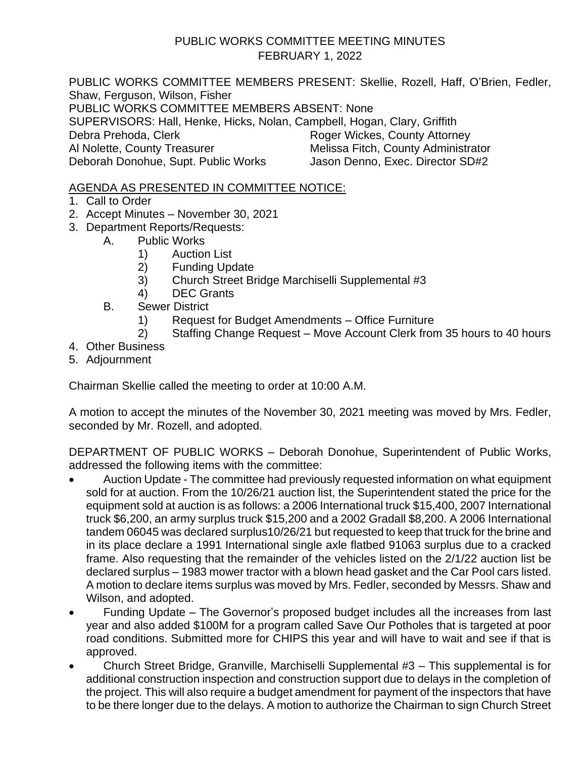# PUBLIC WORKS COMMITTEE MEETING MINUTES
## FEBRUARY 1, 2022

PUBLIC WORKS COMMITTEE MEMBERS PRESENT: Skellie, Rozell, Haff, O'Brien, Fedler, Shaw, Ferguson, Wilson, Fisher
PUBLIC WORKS COMMITTEE MEMBERS ABSENT: None
SUPERVISORS: Hall, Henke, Hicks, Nolan, Campbell, Hogan, Clary, Griffith

| | |
|---|---|
| Debra Prehoda, Clerk | Roger Wickes, County Attorney |
| Al Nolette, County Treasurer | Melissa Fitch, County Administrator |
| Deborah Donohue, Supt. Public Works | Jason Denno, Exec. Director SD#2 |

AGENDA AS PRESENTED IN COMMITTEE NOTICE:

1. Call to Order
2. Accept Minutes – November 30, 2021
3. Department Reports/Requests:
   - A. Public Works
     - 1) Auction List
     - 2) Funding Update
     - 3) Church Street Bridge Marchiselli Supplemental #3
     - 4) DEC Grants
   - B. Sewer District
     - 1) Request for Budget Amendments – Office Furniture
     - 2) Staffing Change Request – Move Account Clerk from 35 hours to 40 hours
4. Other Business
5. Adjournment

Chairman Skellie called the meeting to order at 10:00 A.M.

A motion to accept the minutes of the November 30, 2021 meeting was moved by Mrs. Fedler, seconded by Mr. Rozell, and adopted.

DEPARTMENT OF PUBLIC WORKS – Deborah Donohue, Superintendent of Public Works, addressed the following items with the committee:

- Auction Update - The committee had previously requested information on what equipment sold for at auction. From the 10/26/21 auction list, the Superintendent stated the price for the equipment sold at auction is as follows: a 2006 International truck $15,400, 2007 International truck $6,200, an army surplus truck $15,200 and a 2002 Gradall $8,200. A 2006 International tandem 06045 was declared surplus10/26/21 but requested to keep that truck for the brine and in its place declare a 1991 International single axle flatbed 91063 surplus due to a cracked frame. Also requesting that the remainder of the vehicles listed on the 2/1/22 auction list be declared surplus – 1983 mower tractor with a blown head gasket and the Car Pool cars listed. A motion to declare items surplus was moved by Mrs. Fedler, seconded by Messrs. Shaw and Wilson, and adopted.
- Funding Update – The Governor's proposed budget includes all the increases from last year and also added $100M for a program called Save Our Potholes that is targeted at poor road conditions. Submitted more for CHIPS this year and will have to wait and see if that is approved.
- Church Street Bridge, Granville, Marchiselli Supplemental #3 – This supplemental is for additional construction inspection and construction support due to delays in the completion of the project. This will also require a budget amendment for payment of the inspectors that have to be there longer due to the delays. A motion to authorize the Chairman to sign Church Street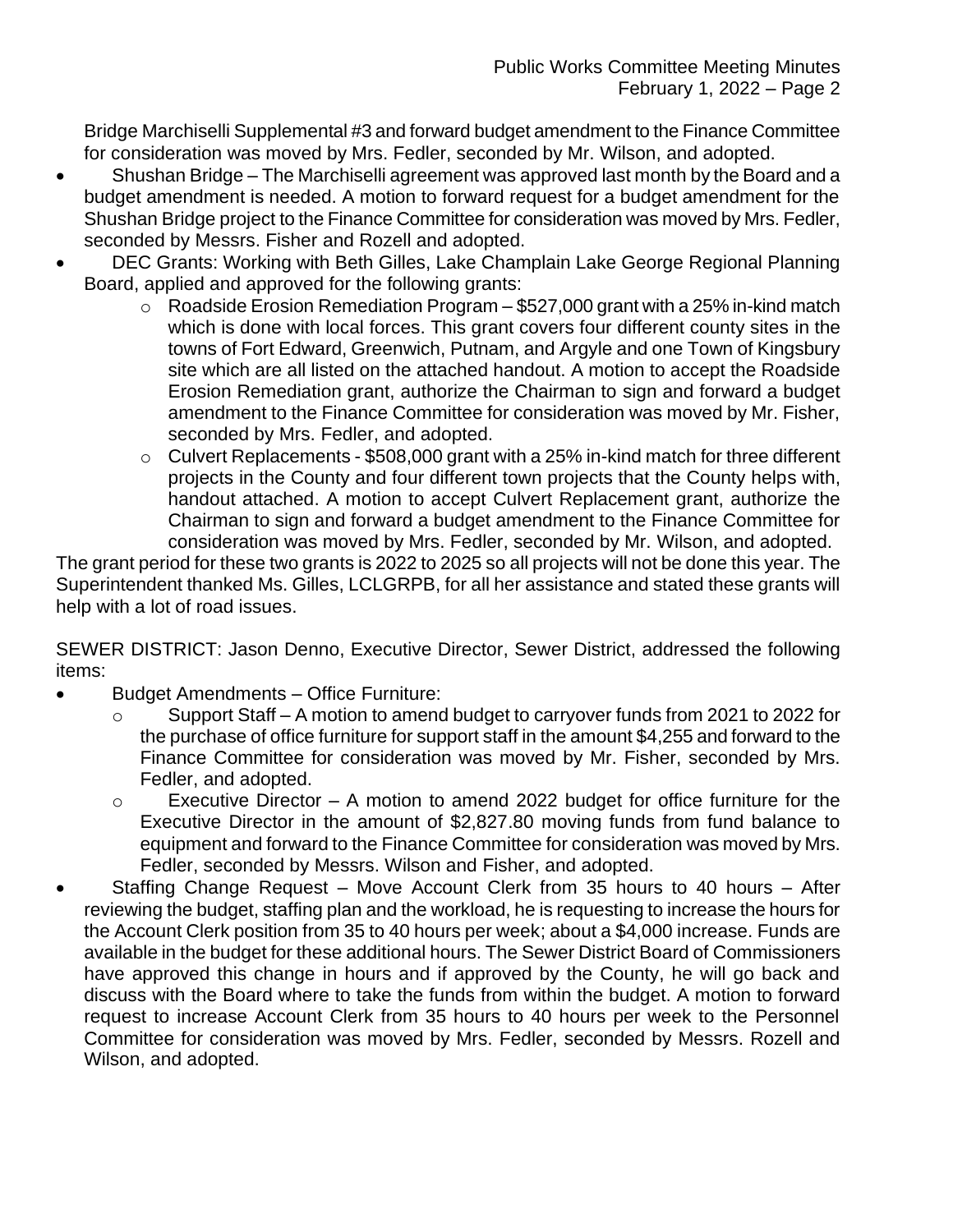Bridge Marchiselli Supplemental #3 and forward budget amendment to the Finance Committee for consideration was moved by Mrs. Fedler, seconded by Mr. Wilson, and adopted.

- Shushan Bridge – The Marchiselli agreement was approved last month by the Board and a budget amendment is needed. A motion to forward request for a budget amendment for the Shushan Bridge project to the Finance Committee for consideration was moved by Mrs. Fedler, seconded by Messrs. Fisher and Rozell and adopted.
- DEC Grants: Working with Beth Gilles, Lake Champlain Lake George Regional Planning Board, applied and approved for the following grants:
  - Roadside Erosion Remediation Program – \$527,000 grant with a 25% in-kind match which is done with local forces. This grant covers four different county sites in the towns of Fort Edward, Greenwich, Putnam, and Argyle and one Town of Kingsbury site which are all listed on the attached handout. A motion to accept the Roadside Erosion Remediation grant, authorize the Chairman to sign and forward a budget amendment to the Finance Committee for consideration was moved by Mr. Fisher, seconded by Mrs. Fedler, and adopted.
  - Culvert Replacements - \$508,000 grant with a 25% in-kind match for three different projects in the County and four different town projects that the County helps with, handout attached. A motion to accept Culvert Replacement grant, authorize the Chairman to sign and forward a budget amendment to the Finance Committee for consideration was moved by Mrs. Fedler, seconded by Mr. Wilson, and adopted.

The grant period for these two grants is 2022 to 2025 so all projects will not be done this year. The Superintendent thanked Ms. Gilles, LCLGRPB, for all her assistance and stated these grants will help with a lot of road issues.

SEWER DISTRICT: Jason Denno, Executive Director, Sewer District, addressed the following items:

- Budget Amendments – Office Furniture:
  - Support Staff – A motion to amend budget to carryover funds from 2021 to 2022 for the purchase of office furniture for support staff in the amount \$4,255 and forward to the Finance Committee for consideration was moved by Mr. Fisher, seconded by Mrs. Fedler, and adopted.
  - Executive Director – A motion to amend 2022 budget for office furniture for the Executive Director in the amount of \$2,827.80 moving funds from fund balance to equipment and forward to the Finance Committee for consideration was moved by Mrs. Fedler, seconded by Messrs. Wilson and Fisher, and adopted.
- Staffing Change Request – Move Account Clerk from 35 hours to 40 hours – After reviewing the budget, staffing plan and the workload, he is requesting to increase the hours for the Account Clerk position from 35 to 40 hours per week; about a \$4,000 increase. Funds are available in the budget for these additional hours. The Sewer District Board of Commissioners have approved this change in hours and if approved by the County, he will go back and discuss with the Board where to take the funds from within the budget. A motion to forward request to increase Account Clerk from 35 hours to 40 hours per week to the Personnel Committee for consideration was moved by Mrs. Fedler, seconded by Messrs. Rozell and Wilson, and adopted.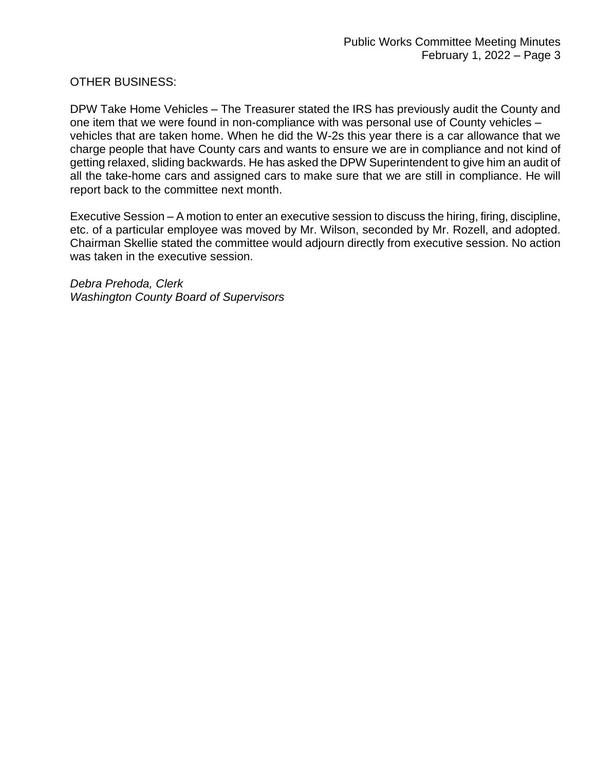OTHER BUSINESS:

DPW Take Home Vehicles – The Treasurer stated the IRS has previously audit the County and one item that we were found in non-compliance with was personal use of County vehicles – vehicles that are taken home. When he did the W-2s this year there is a car allowance that we charge people that have County cars and wants to ensure we are in compliance and not kind of getting relaxed, sliding backwards. He has asked the DPW Superintendent to give him an audit of all the take-home cars and assigned cars to make sure that we are still in compliance. He will report back to the committee next month.

Executive Session – A motion to enter an executive session to discuss the hiring, firing, discipline, etc. of a particular employee was moved by Mr. Wilson, seconded by Mr. Rozell, and adopted. Chairman Skellie stated the committee would adjourn directly from executive session. No action was taken in the executive session.

*Debra Prehoda, Clerk*
*Washington County Board of Supervisors*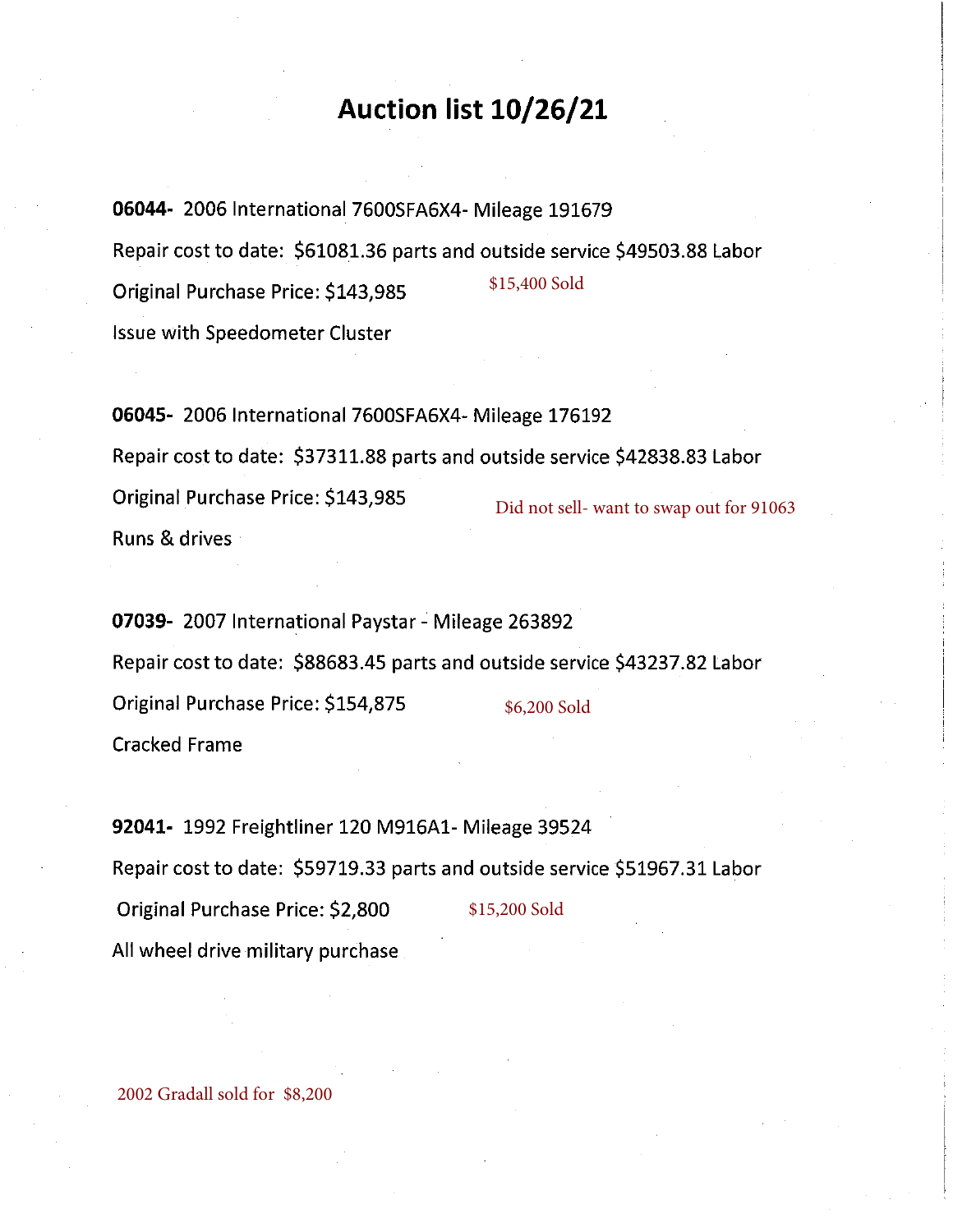# Auction list 10/26/21

**06044-** 2006 International 7600SFA6X4- Mileage 191679

Repair cost to date: $61081.36 parts and outside service $49503.88 Labor

Original Purchase Price: $143,985 $15,400 Sold

Issue with Speedometer Cluster

**06045-** 2006 International 7600SFA6X4- Mileage 176192

Repair cost to date: $37311.88 parts and outside service $42838.83 Labor

Original Purchase Price: $143,985 Did not sell- want to swap out for 91063

Runs & drives

**07039-** 2007 International Paystar - Mileage 263892

Repair cost to date: $88683.45 parts and outside service $43237.82 Labor

Original Purchase Price: $154,875 $6,200 Sold

Cracked Frame

**92041-** 1992 Freightliner 120 M916A1- Mileage 39524

Repair cost to date: $59719.33 parts and outside service $51967.31 Labor

Original Purchase Price: $2,800 $15,200 Sold

All wheel drive military purchase

2002 Gradall sold for $8,200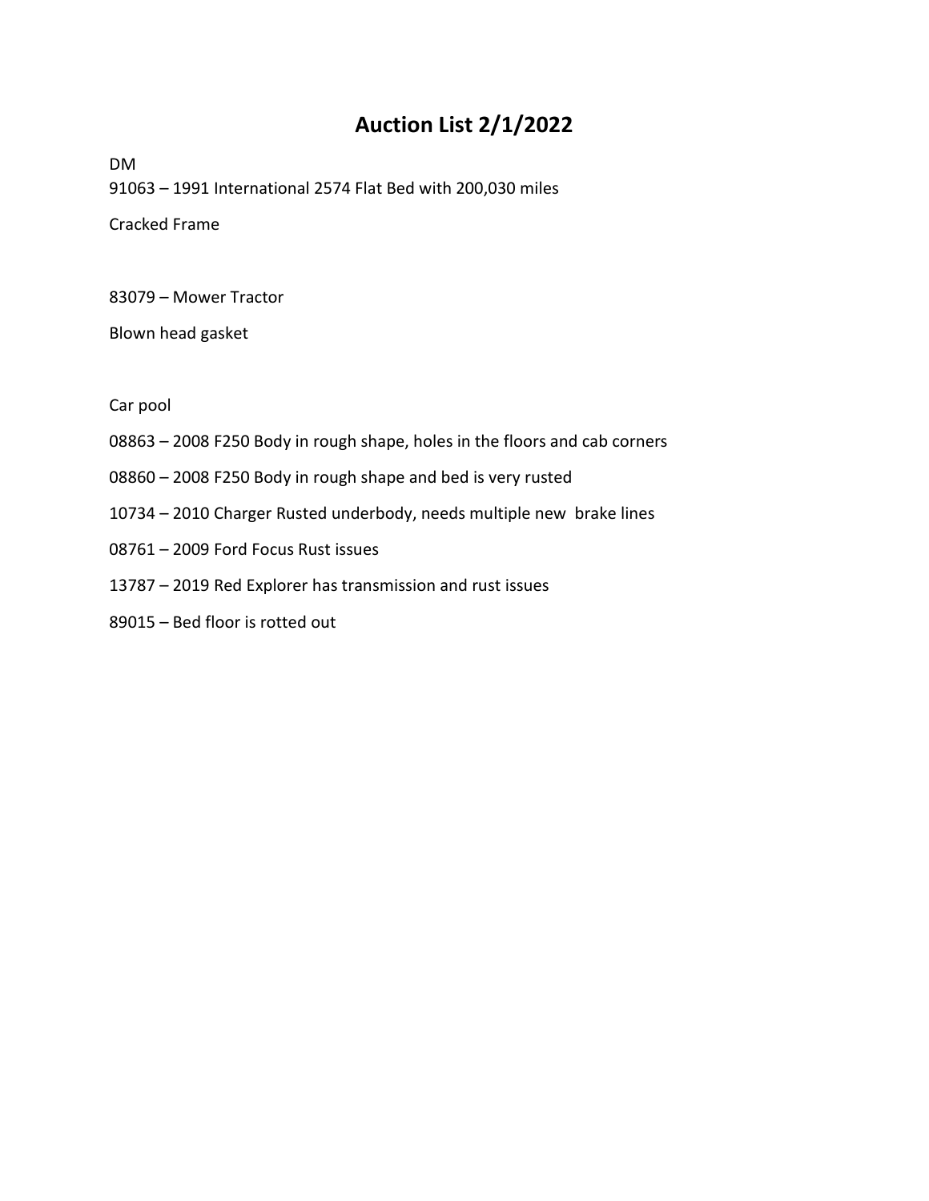# Auction List 2/1/2022

DM

91063 – 1991 International 2574 Flat Bed with 200,030 miles

Cracked Frame

83079 – Mower Tractor

Blown head gasket

Car pool

08863 – 2008 F250 Body in rough shape, holes in the floors and cab corners

08860 – 2008 F250 Body in rough shape and bed is very rusted

10734 – 2010 Charger Rusted underbody, needs multiple new brake lines

08761 – 2009 Ford Focus Rust issues

13787 – 2019 Red Explorer has transmission and rust issues

89015 – Bed floor is rotted out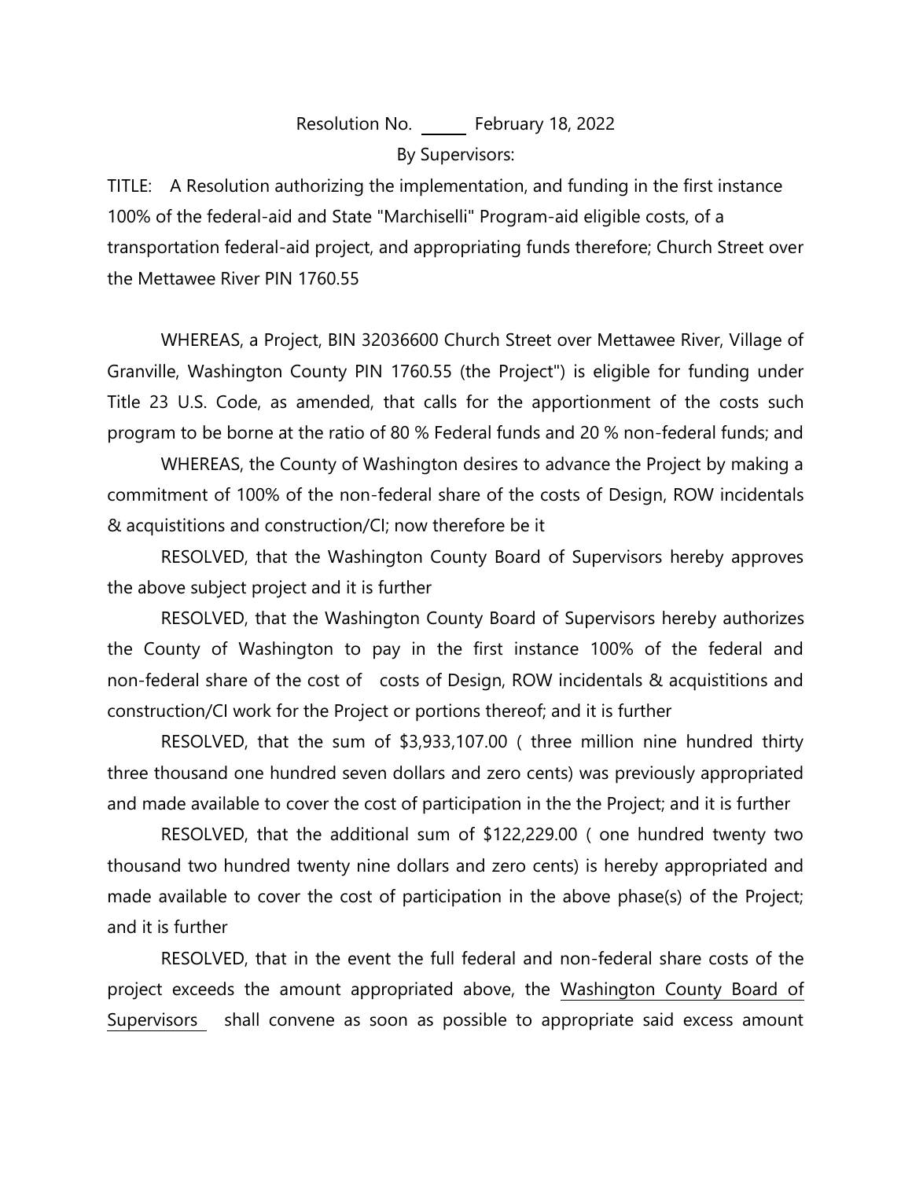Resolution No. ______ February 18, 2022

By Supervisors:

TITLE: A Resolution authorizing the implementation, and funding in the first instance 100% of the federal-aid and State "Marchiselli" Program-aid eligible costs, of a transportation federal-aid project, and appropriating funds therefore; Church Street over the Mettawee River PIN 1760.55

WHEREAS, a Project, BIN 32036600 Church Street over Mettawee River, Village of Granville, Washington County PIN 1760.55 (the Project") is eligible for funding under Title 23 U.S. Code, as amended, that calls for the apportionment of the costs such program to be borne at the ratio of 80 % Federal funds and 20 % non-federal funds; and

WHEREAS, the County of Washington desires to advance the Project by making a commitment of 100% of the non-federal share of the costs of Design, ROW incidentals & acquistitions and construction/CI; now therefore be it

RESOLVED, that the Washington County Board of Supervisors hereby approves the above subject project and it is further

RESOLVED, that the Washington County Board of Supervisors hereby authorizes the County of Washington to pay in the first instance 100% of the federal and non-federal share of the cost of costs of Design, ROW incidentals & acquistitions and construction/CI work for the Project or portions thereof; and it is further

RESOLVED, that the sum of $3,933,107.00 ( three million nine hundred thirty three thousand one hundred seven dollars and zero cents) was previously appropriated and made available to cover the cost of participation in the the Project; and it is further

RESOLVED, that the additional sum of $122,229.00 ( one hundred twenty two thousand two hundred twenty nine dollars and zero cents) is hereby appropriated and made available to cover the cost of participation in the above phase(s) of the Project; and it is further

RESOLVED, that in the event the full federal and non-federal share costs of the project exceeds the amount appropriated above, the Washington County Board of Supervisors shall convene as soon as possible to appropriate said excess amount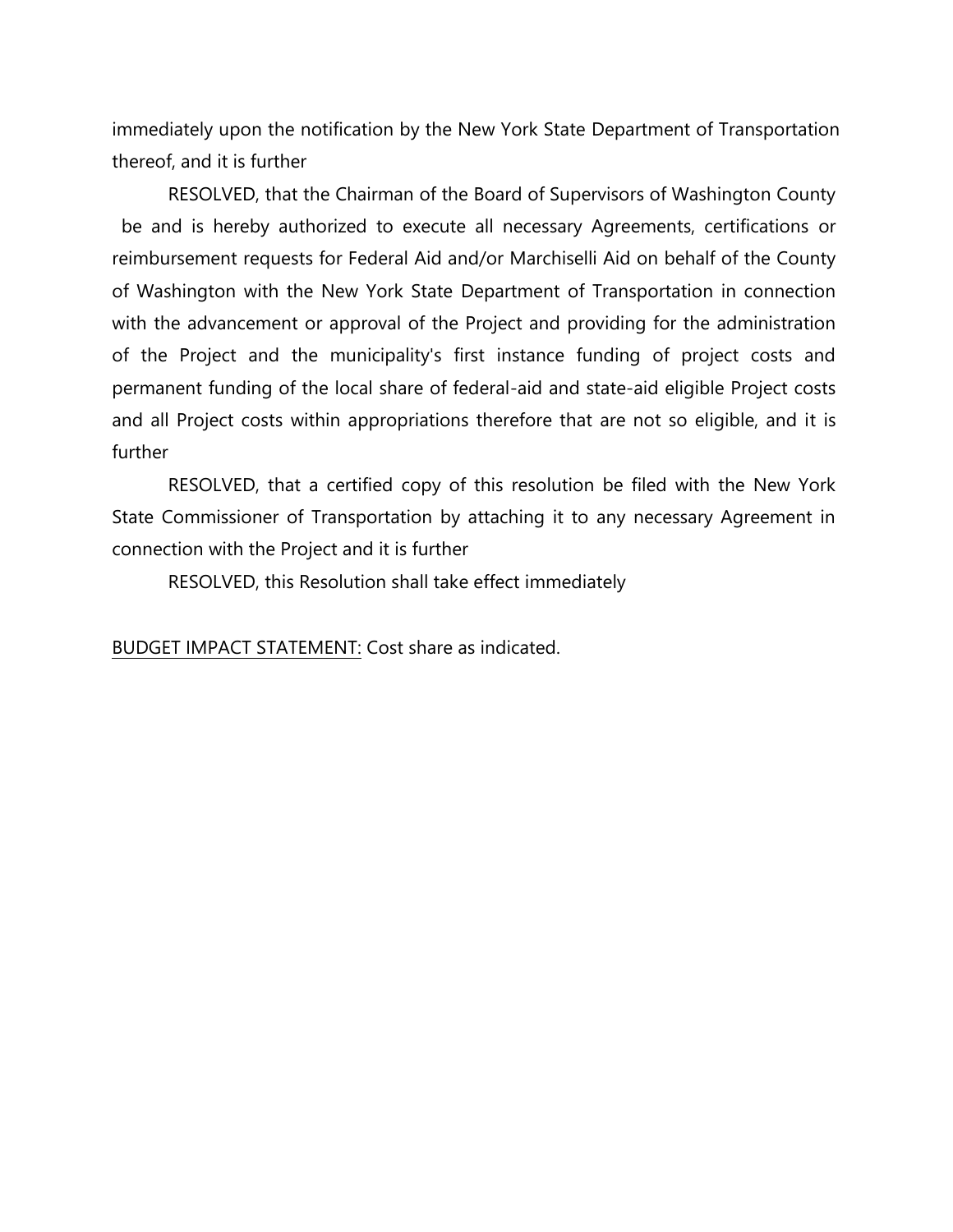immediately upon the notification by the New York State Department of Transportation thereof, and it is further

RESOLVED, that the Chairman of the Board of Supervisors of Washington County be and is hereby authorized to execute all necessary Agreements, certifications or reimbursement requests for Federal Aid and/or Marchiselli Aid on behalf of the County of Washington with the New York State Department of Transportation in connection with the advancement or approval of the Project and providing for the administration of the Project and the municipality's first instance funding of project costs and permanent funding of the local share of federal-aid and state-aid eligible Project costs and all Project costs within appropriations therefore that are not so eligible, and it is further

RESOLVED, that a certified copy of this resolution be filed with the New York State Commissioner of Transportation by attaching it to any necessary Agreement in connection with the Project and it is further

RESOLVED, this Resolution shall take effect immediately

<u>BUDGET IMPACT STATEMENT:</u> Cost share as indicated.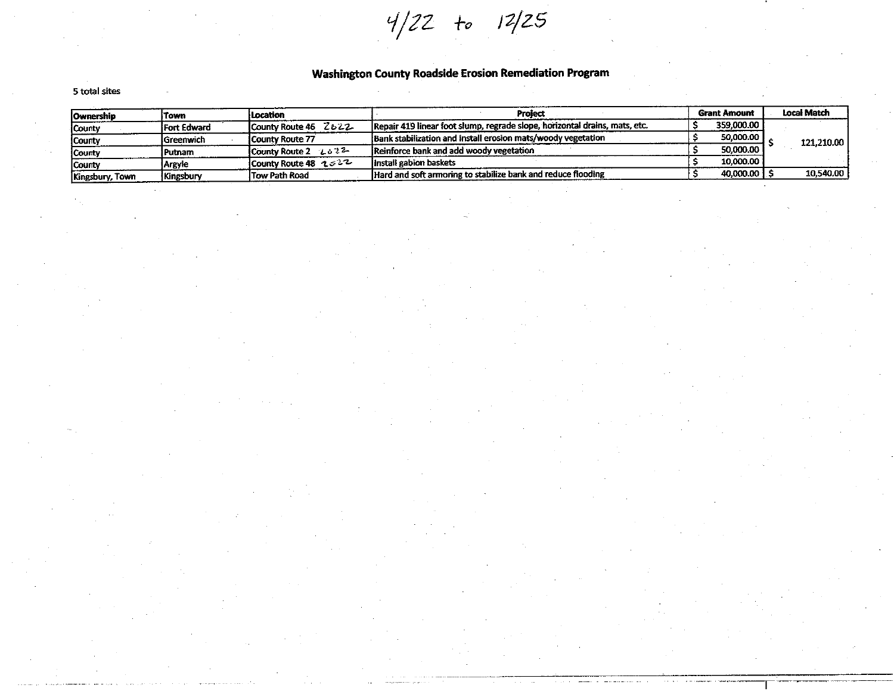4/22 to 12/25

# Washington County Roadside Erosion Remediation Program

5 total sites

| Ownership | Town | Location | Project | Grant Amount | Local Match |
|---|---|---|---|---|---|
| County | Fort Edward | County Route 46 2022 | Repair 419 linear foot slump, regrade slope, horizontal drains, mats, etc. | $ 359,000.00 | $ 121,210.00 |
| County | Greenwich | County Route 77 | Bank stabilization and install erosion mats/woody vegetation | $ 50,000.00 | |
| County | Putnam | County Route 2 2022 | Reinforce bank and add woody vegetation | $ 50,000.00 | |
| County | Argyle | County Route 48 2022 | Install gabion baskets | $ 10,000.00 | |
| Kingsbury, Town | Kingsbury | Tow Path Road | Hard and soft armoring to stabilize bank and reduce flooding | $ 40,000.00 | $ 10,540.00 |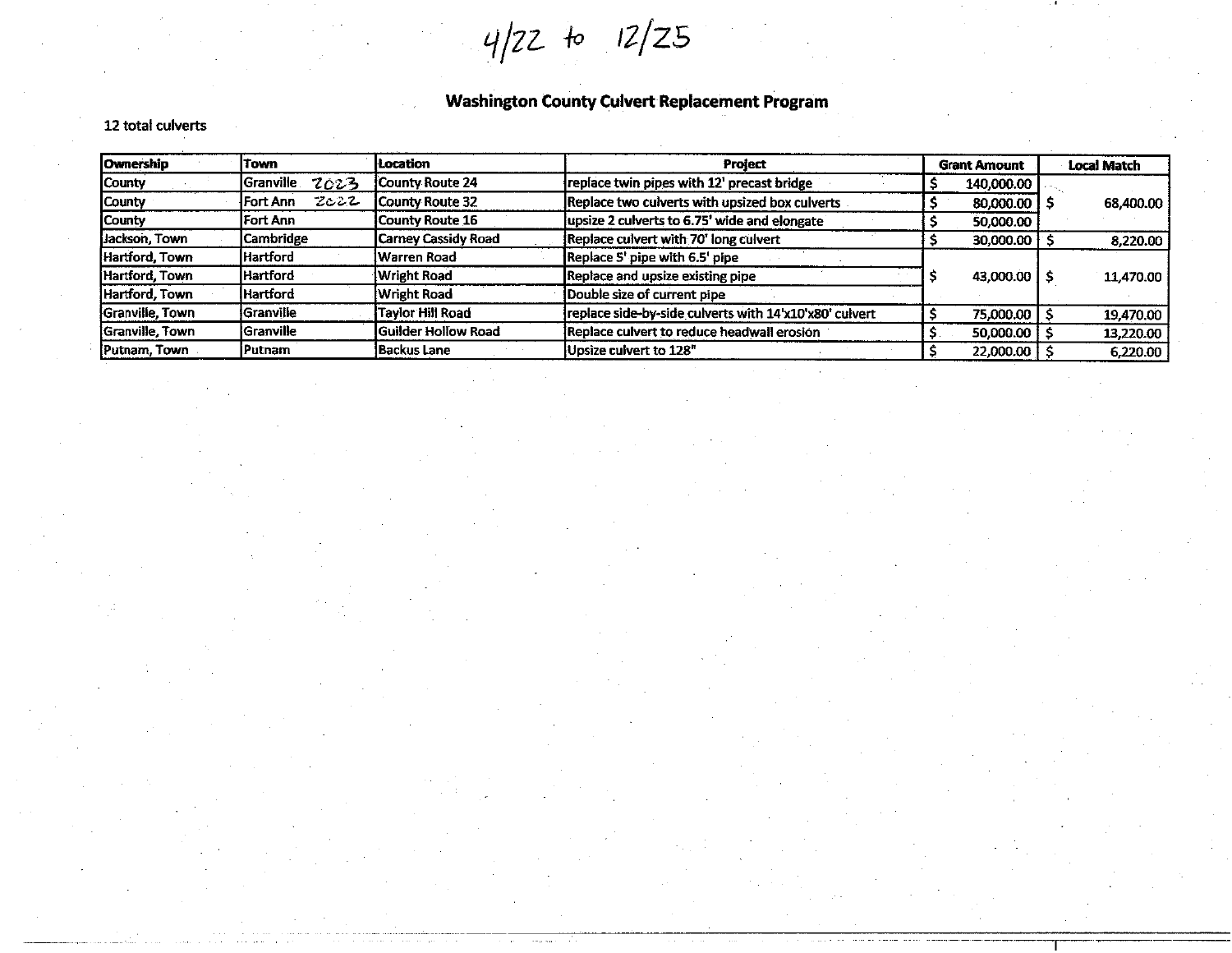4/22 to 12/25

# Washington County Culvert Replacement Program

12 total culverts

| Ownership | Town | Location | Project | Grant Amount | Local Match |
|---|---|---|---|---|---|
| County | Granville 2023 | County Route 24 | replace twin pipes with 12' precast bridge | $ 140,000.00 | $ 68,400.00 |
| County | Fort Ann 2022 | County Route 32 | Replace two culverts with upsized box culverts | $ 80,000.00 | |
| County | Fort Ann | County Route 16 | upsize 2 culverts to 6.75' wide and elongate | $ 50,000.00 | |
| Jackson, Town | Cambridge | Carney Cassidy Road | Replace culvert with 70' long culvert | $ 30,000.00 | $ 8,220.00 |
| Hartford, Town | Hartford | Warren Road | Replace 5' pipe with 6.5' pipe | $ 43,000.00 | $ 11,470.00 |
| Hartford, Town | Hartford | Wright Road | Replace and upsize existing pipe | | |
| Hartford, Town | Hartford | Wright Road | Double size of current pipe | | |
| Granville, Town | Granville | Taylor Hill Road | replace side-by-side culverts with 14'x10'x80' culvert | $ 75,000.00 | $ 19,470.00 |
| Granville, Town | Granville | Guilder Hollow Road | Replace culvert to reduce headwall erosion | $ 50,000.00 | $ 13,220.00 |
| Putnam, Town | Putnam | Backus Lane | Upsize culvert to 128" | $ 22,000.00 | $ 6,220.00 |